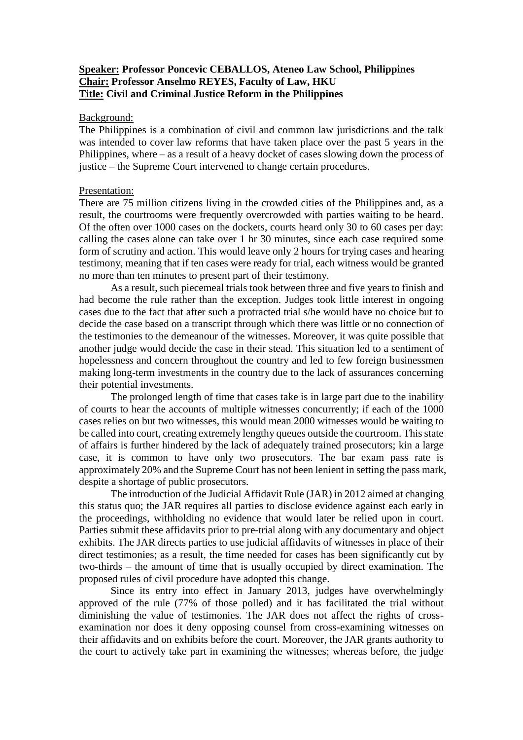**Speaker: Professor Poncevic CEBALLOS, Ateneo Law School, Philippines**
**Chair: Professor Anselmo REYES, Faculty of Law, HKU**
**Title: Civil and Criminal Justice Reform in the Philippines**

Background:

The Philippines is a combination of civil and common law jurisdictions and the talk was intended to cover law reforms that have taken place over the past 5 years in the Philippines, where – as a result of a heavy docket of cases slowing down the process of justice – the Supreme Court intervened to change certain procedures.

Presentation:

There are 75 million citizens living in the crowded cities of the Philippines and, as a result, the courtrooms were frequently overcrowded with parties waiting to be heard. Of the often over 1000 cases on the dockets, courts heard only 30 to 60 cases per day: calling the cases alone can take over 1 hr 30 minutes, since each case required some form of scrutiny and action. This would leave only 2 hours for trying cases and hearing testimony, meaning that if ten cases were ready for trial, each witness would be granted no more than ten minutes to present part of their testimony.

As a result, such piecemeal trials took between three and five years to finish and had become the rule rather than the exception. Judges took little interest in ongoing cases due to the fact that after such a protracted trial s/he would have no choice but to decide the case based on a transcript through which there was little or no connection of the testimonies to the demeanour of the witnesses. Moreover, it was quite possible that another judge would decide the case in their stead. This situation led to a sentiment of hopelessness and concern throughout the country and led to few foreign businessmen making long-term investments in the country due to the lack of assurances concerning their potential investments.

The prolonged length of time that cases take is in large part due to the inability of courts to hear the accounts of multiple witnesses concurrently; if each of the 1000 cases relies on but two witnesses, this would mean 2000 witnesses would be waiting to be called into court, creating extremely lengthy queues outside the courtroom. This state of affairs is further hindered by the lack of adequately trained prosecutors; kin a large case, it is common to have only two prosecutors. The bar exam pass rate is approximately 20% and the Supreme Court has not been lenient in setting the pass mark, despite a shortage of public prosecutors.

The introduction of the Judicial Affidavit Rule (JAR) in 2012 aimed at changing this status quo; the JAR requires all parties to disclose evidence against each early in the proceedings, withholding no evidence that would later be relied upon in court. Parties submit these affidavits prior to pre-trial along with any documentary and object exhibits. The JAR directs parties to use judicial affidavits of witnesses in place of their direct testimonies; as a result, the time needed for cases has been significantly cut by two-thirds – the amount of time that is usually occupied by direct examination. The proposed rules of civil procedure have adopted this change.

Since its entry into effect in January 2013, judges have overwhelmingly approved of the rule (77% of those polled) and it has facilitated the trial without diminishing the value of testimonies. The JAR does not affect the rights of cross-examination nor does it deny opposing counsel from cross-examining witnesses on their affidavits and on exhibits before the court. Moreover, the JAR grants authority to the court to actively take part in examining the witnesses; whereas before, the judge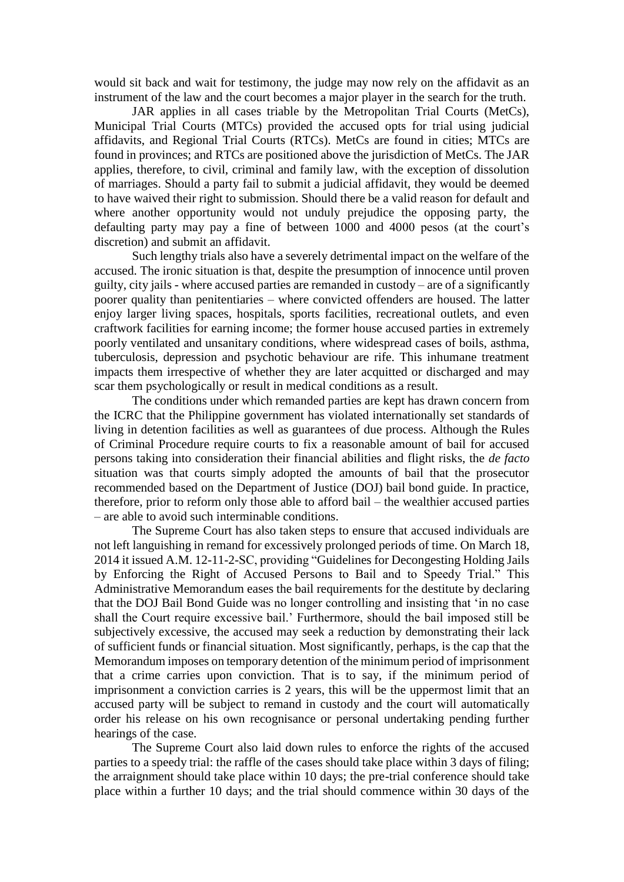would sit back and wait for testimony, the judge may now rely on the affidavit as an instrument of the law and the court becomes a major player in the search for the truth.

JAR applies in all cases triable by the Metropolitan Trial Courts (MetCs), Municipal Trial Courts (MTCs) provided the accused opts for trial using judicial affidavits, and Regional Trial Courts (RTCs). MetCs are found in cities; MTCs are found in provinces; and RTCs are positioned above the jurisdiction of MetCs. The JAR applies, therefore, to civil, criminal and family law, with the exception of dissolution of marriages. Should a party fail to submit a judicial affidavit, they would be deemed to have waived their right to submission. Should there be a valid reason for default and where another opportunity would not unduly prejudice the opposing party, the defaulting party may pay a fine of between 1000 and 4000 pesos (at the court's discretion) and submit an affidavit.

Such lengthy trials also have a severely detrimental impact on the welfare of the accused. The ironic situation is that, despite the presumption of innocence until proven guilty, city jails - where accused parties are remanded in custody – are of a significantly poorer quality than penitentiaries – where convicted offenders are housed. The latter enjoy larger living spaces, hospitals, sports facilities, recreational outlets, and even craftwork facilities for earning income; the former house accused parties in extremely poorly ventilated and unsanitary conditions, where widespread cases of boils, asthma, tuberculosis, depression and psychotic behaviour are rife. This inhumane treatment impacts them irrespective of whether they are later acquitted or discharged and may scar them psychologically or result in medical conditions as a result.

The conditions under which remanded parties are kept has drawn concern from the ICRC that the Philippine government has violated internationally set standards of living in detention facilities as well as guarantees of due process. Although the Rules of Criminal Procedure require courts to fix a reasonable amount of bail for accused persons taking into consideration their financial abilities and flight risks, the *de facto* situation was that courts simply adopted the amounts of bail that the prosecutor recommended based on the Department of Justice (DOJ) bail bond guide. In practice, therefore, prior to reform only those able to afford bail – the wealthier accused parties – are able to avoid such interminable conditions.

The Supreme Court has also taken steps to ensure that accused individuals are not left languishing in remand for excessively prolonged periods of time. On March 18, 2014 it issued A.M. 12-11-2-SC, providing "Guidelines for Decongesting Holding Jails by Enforcing the Right of Accused Persons to Bail and to Speedy Trial." This Administrative Memorandum eases the bail requirements for the destitute by declaring that the DOJ Bail Bond Guide was no longer controlling and insisting that 'in no case shall the Court require excessive bail.' Furthermore, should the bail imposed still be subjectively excessive, the accused may seek a reduction by demonstrating their lack of sufficient funds or financial situation. Most significantly, perhaps, is the cap that the Memorandum imposes on temporary detention of the minimum period of imprisonment that a crime carries upon conviction. That is to say, if the minimum period of imprisonment a conviction carries is 2 years, this will be the uppermost limit that an accused party will be subject to remand in custody and the court will automatically order his release on his own recognisance or personal undertaking pending further hearings of the case.

The Supreme Court also laid down rules to enforce the rights of the accused parties to a speedy trial: the raffle of the cases should take place within 3 days of filing; the arraignment should take place within 10 days; the pre-trial conference should take place within a further 10 days; and the trial should commence within 30 days of the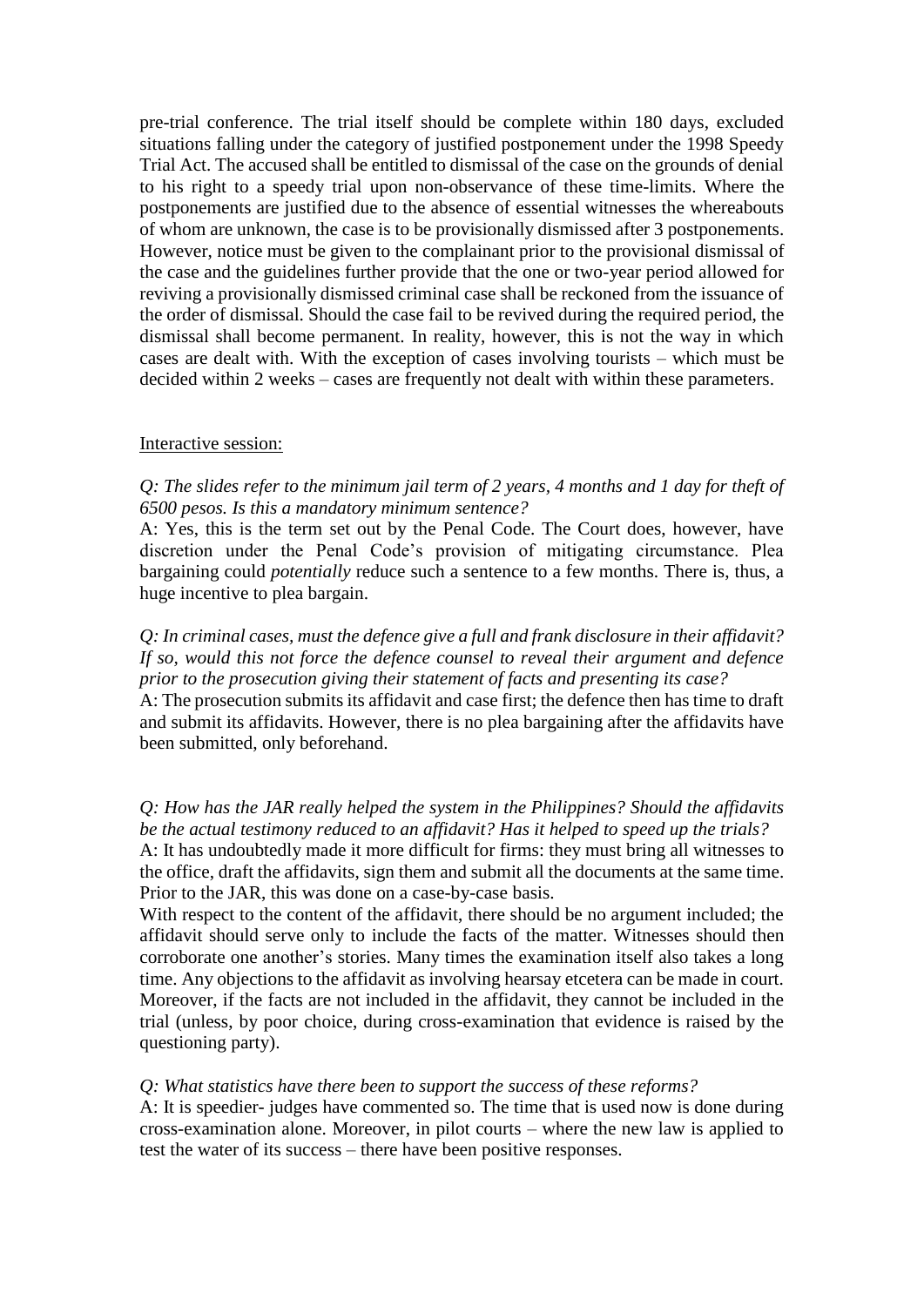pre-trial conference. The trial itself should be complete within 180 days, excluded situations falling under the category of justified postponement under the 1998 Speedy Trial Act. The accused shall be entitled to dismissal of the case on the grounds of denial to his right to a speedy trial upon non-observance of these time-limits. Where the postponements are justified due to the absence of essential witnesses the whereabouts of whom are unknown, the case is to be provisionally dismissed after 3 postponements. However, notice must be given to the complainant prior to the provisional dismissal of the case and the guidelines further provide that the one or two-year period allowed for reviving a provisionally dismissed criminal case shall be reckoned from the issuance of the order of dismissal. Should the case fail to be revived during the required period, the dismissal shall become permanent. In reality, however, this is not the way in which cases are dealt with. With the exception of cases involving tourists – which must be decided within 2 weeks – cases are frequently not dealt with within these parameters.

<u>Interactive session:</u>

*Q: The slides refer to the minimum jail term of 2 years, 4 months and 1 day for theft of 6500 pesos. Is this a mandatory minimum sentence?*
A: Yes, this is the term set out by the Penal Code. The Court does, however, have discretion under the Penal Code's provision of mitigating circumstance. Plea bargaining could *potentially* reduce such a sentence to a few months. There is, thus, a huge incentive to plea bargain.

*Q: In criminal cases, must the defence give a full and frank disclosure in their affidavit? If so, would this not force the defence counsel to reveal their argument and defence prior to the prosecution giving their statement of facts and presenting its case?*
A: The prosecution submits its affidavit and case first; the defence then has time to draft and submit its affidavits. However, there is no plea bargaining after the affidavits have been submitted, only beforehand.

*Q: How has the JAR really helped the system in the Philippines? Should the affidavits be the actual testimony reduced to an affidavit? Has it helped to speed up the trials?*
A: It has undoubtedly made it more difficult for firms: they must bring all witnesses to the office, draft the affidavits, sign them and submit all the documents at the same time. Prior to the JAR, this was done on a case-by-case basis.
With respect to the content of the affidavit, there should be no argument included; the affidavit should serve only to include the facts of the matter. Witnesses should then corroborate one another's stories. Many times the examination itself also takes a long time. Any objections to the affidavit as involving hearsay etcetera can be made in court. Moreover, if the facts are not included in the affidavit, they cannot be included in the trial (unless, by poor choice, during cross-examination that evidence is raised by the questioning party).

*Q: What statistics have there been to support the success of these reforms?*
A: It is speedier- judges have commented so. The time that is used now is done during cross-examination alone. Moreover, in pilot courts – where the new law is applied to test the water of its success – there have been positive responses.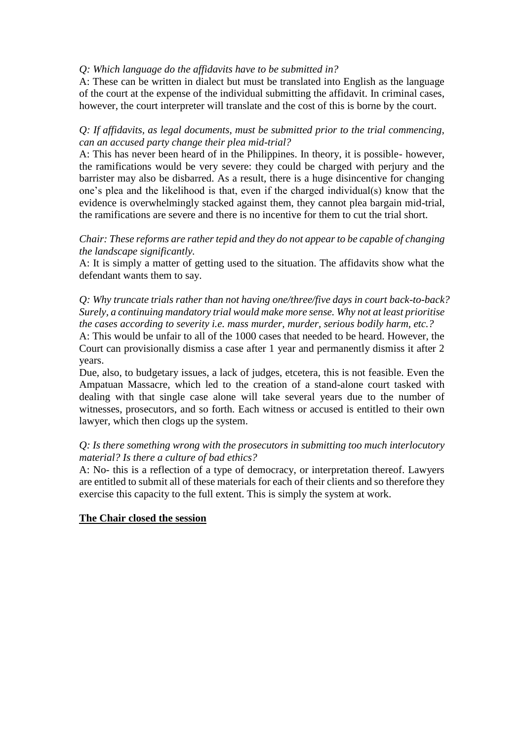*Q: Which language do the affidavits have to be submitted in?*

A: These can be written in dialect but must be translated into English as the language of the court at the expense of the individual submitting the affidavit. In criminal cases, however, the court interpreter will translate and the cost of this is borne by the court.

*Q: If affidavits, as legal documents, must be submitted prior to the trial commencing, can an accused party change their plea mid-trial?*

A: This has never been heard of in the Philippines. In theory, it is possible- however, the ramifications would be very severe: they could be charged with perjury and the barrister may also be disbarred. As a result, there is a huge disincentive for changing one's plea and the likelihood is that, even if the charged individual(s) know that the evidence is overwhelmingly stacked against them, they cannot plea bargain mid-trial, the ramifications are severe and there is no incentive for them to cut the trial short.

*Chair: These reforms are rather tepid and they do not appear to be capable of changing the landscape significantly.*

A: It is simply a matter of getting used to the situation. The affidavits show what the defendant wants them to say.

*Q: Why truncate trials rather than not having one/three/five days in court back-to-back? Surely, a continuing mandatory trial would make more sense. Why not at least prioritise the cases according to severity i.e. mass murder, murder, serious bodily harm, etc.?*

A: This would be unfair to all of the 1000 cases that needed to be heard. However, the Court can provisionally dismiss a case after 1 year and permanently dismiss it after 2 years.

Due, also, to budgetary issues, a lack of judges, etcetera, this is not feasible. Even the Ampatuan Massacre, which led to the creation of a stand-alone court tasked with dealing with that single case alone will take several years due to the number of witnesses, prosecutors, and so forth. Each witness or accused is entitled to their own lawyer, which then clogs up the system.

*Q: Is there something wrong with the prosecutors in submitting too much interlocutory material? Is there a culture of bad ethics?*

A: No- this is a reflection of a type of democracy, or interpretation thereof. Lawyers are entitled to submit all of these materials for each of their clients and so therefore they exercise this capacity to the full extent. This is simply the system at work.

**The Chair closed the session**